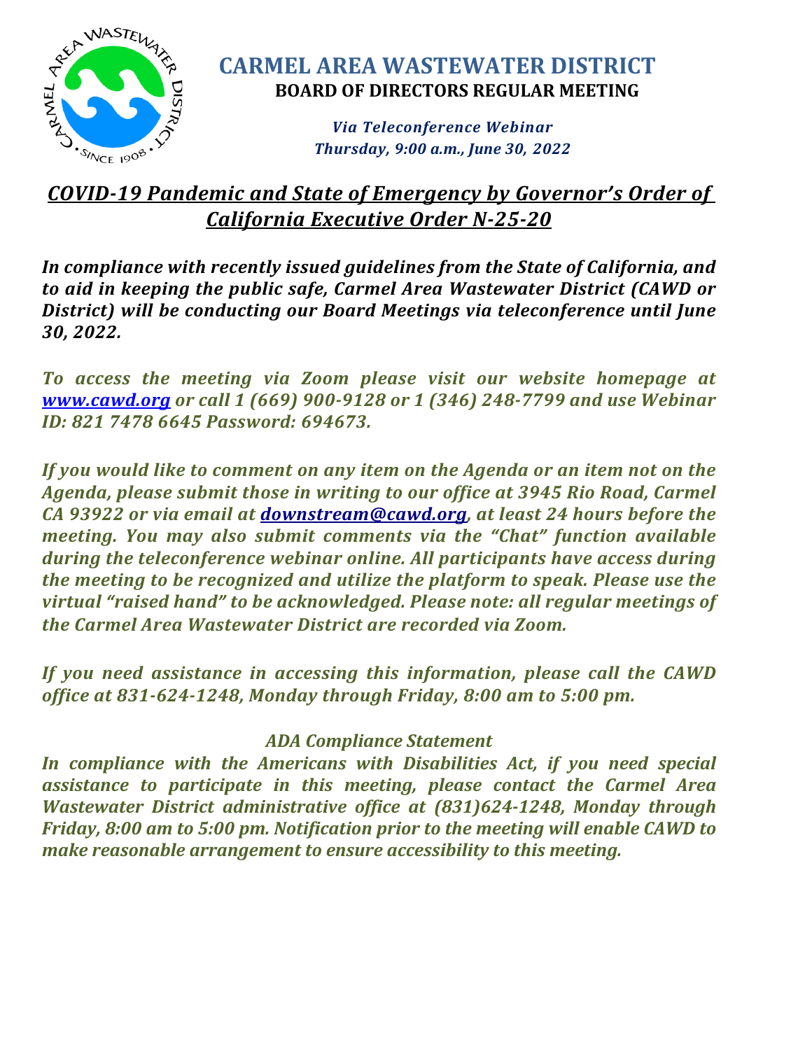# CARMEL AREA WASTEWATER DISTRICT

**BOARD OF DIRECTORS REGULAR MEETING**

*Via Teleconference Webinar*
*Thursday, 9:00 a.m., June 30, 2022*

## *COVID-19 Pandemic and State of Emergency by Governor's Order of California Executive Order N-25-20*

***In compliance with recently issued guidelines from the State of California, and to aid in keeping the public safe, Carmel Area Wastewater District (CAWD or District) will be conducting our Board Meetings via teleconference until June 30, 2022.***

***To access the meeting via Zoom please visit our website homepage at [www.cawd.org](http://www.cawd.org) or call 1 (669) 900-9128 or 1 (346) 248-7799 and use Webinar ID: 821 7478 6645 Password: 694673.***

***If you would like to comment on any item on the Agenda or an item not on the Agenda, please submit those in writing to our office at 3945 Rio Road, Carmel CA 93922 or via email at [downstream@cawd.org](mailto:downstream@cawd.org), at least 24 hours before the meeting. You may also submit comments via the "Chat" function available during the teleconference webinar online. All participants have access during the meeting to be recognized and utilize the platform to speak. Please use the virtual "raised hand" to be acknowledged. Please note: all regular meetings of the Carmel Area Wastewater District are recorded via Zoom.***

***If you need assistance in accessing this information, please call the CAWD office at 831-624-1248, Monday through Friday, 8:00 am to 5:00 pm.***

***ADA Compliance Statement***

***In compliance with the Americans with Disabilities Act, if you need special assistance to participate in this meeting, please contact the Carmel Area Wastewater District administrative office at (831)624-1248, Monday through Friday, 8:00 am to 5:00 pm. Notification prior to the meeting will enable CAWD to make reasonable arrangement to ensure accessibility to this meeting.***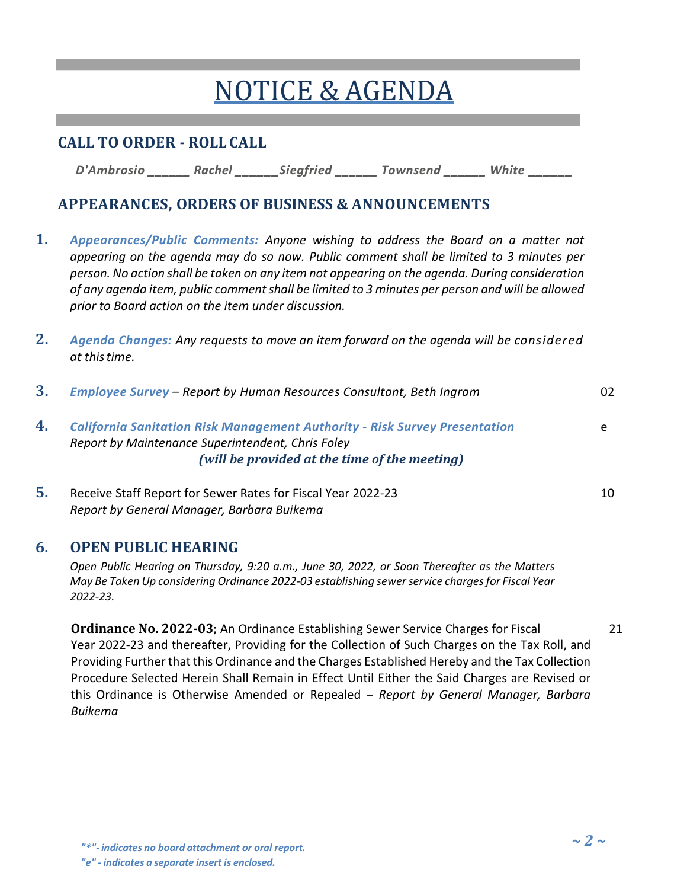# NOTICE & AGENDA

## CALL TO ORDER - ROLL CALL

*D'Ambrosio ______ Rachel ______Siegfried ______ Townsend ______ White ______*

## APPEARANCES, ORDERS OF BUSINESS & ANNOUNCEMENTS

**1.** *Appearances/Public Comments: Anyone wishing to address the Board on a matter not appearing on the agenda may do so now. Public comment shall be limited to 3 minutes per person. No action shall be taken on any item not appearing on the agenda. During consideration of any agenda item, public comment shall be limited to 3 minutes per person and will be allowed prior to Board action on the item under discussion.*

**2.** *Agenda Changes: Any requests to move an item forward on the agenda will be considered at this time.*

**3.** *Employee Survey – Report by Human Resources Consultant, Beth Ingram* — 02

**4.** ***California Sanitation Risk Management Authority - Risk Survey Presentation*** — e
*Report by Maintenance Superintendent, Chris Foley*
***(will be provided at the time of the meeting)***

**5.** Receive Staff Report for Sewer Rates for Fiscal Year 2022-23 — 10
*Report by General Manager, Barbara Buikema*

## 6. OPEN PUBLIC HEARING

*Open Public Hearing on Thursday, 9:20 a.m., June 30, 2022, or Soon Thereafter as the Matters May Be Taken Up considering Ordinance 2022-03 establishing sewer service charges for Fiscal Year 2022-23.*

**Ordinance No. 2022-03**; An Ordinance Establishing Sewer Service Charges for Fiscal Year 2022-23 and thereafter, Providing for the Collection of Such Charges on the Tax Roll, and Providing Further that this Ordinance and the Charges Established Hereby and the Tax Collection Procedure Selected Herein Shall Remain in Effect Until Either the Said Charges are Revised or this Ordinance is Otherwise Amended or Repealed – *Report by General Manager, Barbara Buikema* — 21

*"*"- indicates no board attachment or oral report.*
*"e" - indicates a separate insert is enclosed.*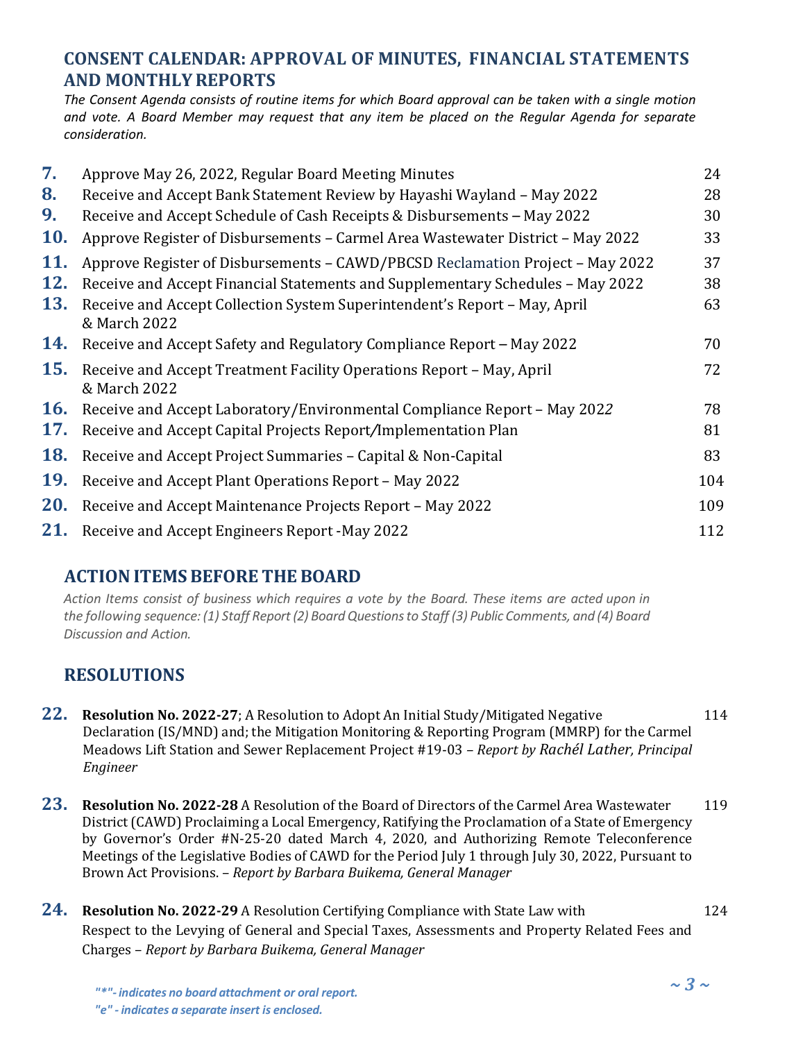## CONSENT CALENDAR: APPROVAL OF MINUTES, FINANCIAL STATEMENTS AND MONTHLY REPORTS

*The Consent Agenda consists of routine items for which Board approval can be taken with a single motion and vote. A Board Member may request that any item be placed on the Regular Agenda for separate consideration.*

| | | |
|---|---|---|
| **7.** | Approve May 26, 2022, Regular Board Meeting Minutes | 24 |
| **8.** | Receive and Accept Bank Statement Review by Hayashi Wayland – May 2022 | 28 |
| **9.** | Receive and Accept Schedule of Cash Receipts & Disbursements – May 2022 | 30 |
| **10.** | Approve Register of Disbursements – Carmel Area Wastewater District – May 2022 | 33 |
| **11.** | Approve Register of Disbursements – CAWD/PBCSD Reclamation Project – May 2022 | 37 |
| **12.** | Receive and Accept Financial Statements and Supplementary Schedules – May 2022 | 38 |
| **13.** | Receive and Accept Collection System Superintendent's Report – May, April & March 2022 | 63 |
| **14.** | Receive and Accept Safety and Regulatory Compliance Report – May 2022 | 70 |
| **15.** | Receive and Accept Treatment Facility Operations Report – May, April & March 2022 | 72 |
| **16.** | Receive and Accept Laboratory/Environmental Compliance Report – May 2022 | 78 |
| **17.** | Receive and Accept Capital Projects Report/Implementation Plan | 81 |
| **18.** | Receive and Accept Project Summaries – Capital & Non-Capital | 83 |
| **19.** | Receive and Accept Plant Operations Report – May 2022 | 104 |
| **20.** | Receive and Accept Maintenance Projects Report – May 2022 | 109 |
| **21.** | Receive and Accept Engineers Report -May 2022 | 112 |

## ACTION ITEMS BEFORE THE BOARD

*Action Items consist of business which requires a vote by the Board. These items are acted upon in the following sequence: (1) Staff Report (2) Board Questions to Staff (3) Public Comments, and (4) Board Discussion and Action.*

## RESOLUTIONS

| | | |
|---|---|---|
| **22.** | **Resolution No. 2022-27**; A Resolution to Adopt An Initial Study/Mitigated Negative Declaration (IS/MND) and; the Mitigation Monitoring & Reporting Program (MMRP) for the Carmel Meadows Lift Station and Sewer Replacement Project #19-03 – *Report by Rachél Lather, Principal Engineer* | 114 |
| **23.** | **Resolution No. 2022-28** A Resolution of the Board of Directors of the Carmel Area Wastewater District (CAWD) Proclaiming a Local Emergency, Ratifying the Proclamation of a State of Emergency by Governor's Order #N-25-20 dated March 4, 2020, and Authorizing Remote Teleconference Meetings of the Legislative Bodies of CAWD for the Period July 1 through July 30, 2022, Pursuant to Brown Act Provisions. – *Report by Barbara Buikema, General Manager* | 119 |
| **24.** | **Resolution No. 2022-29** A Resolution Certifying Compliance with State Law with Respect to the Levying of General and Special Taxes, Assessments and Property Related Fees and Charges – *Report by Barbara Buikema, General Manager* | 124 |

*"*"- indicates no board attachment or oral report.*
*"e" - indicates a separate insert is enclosed.*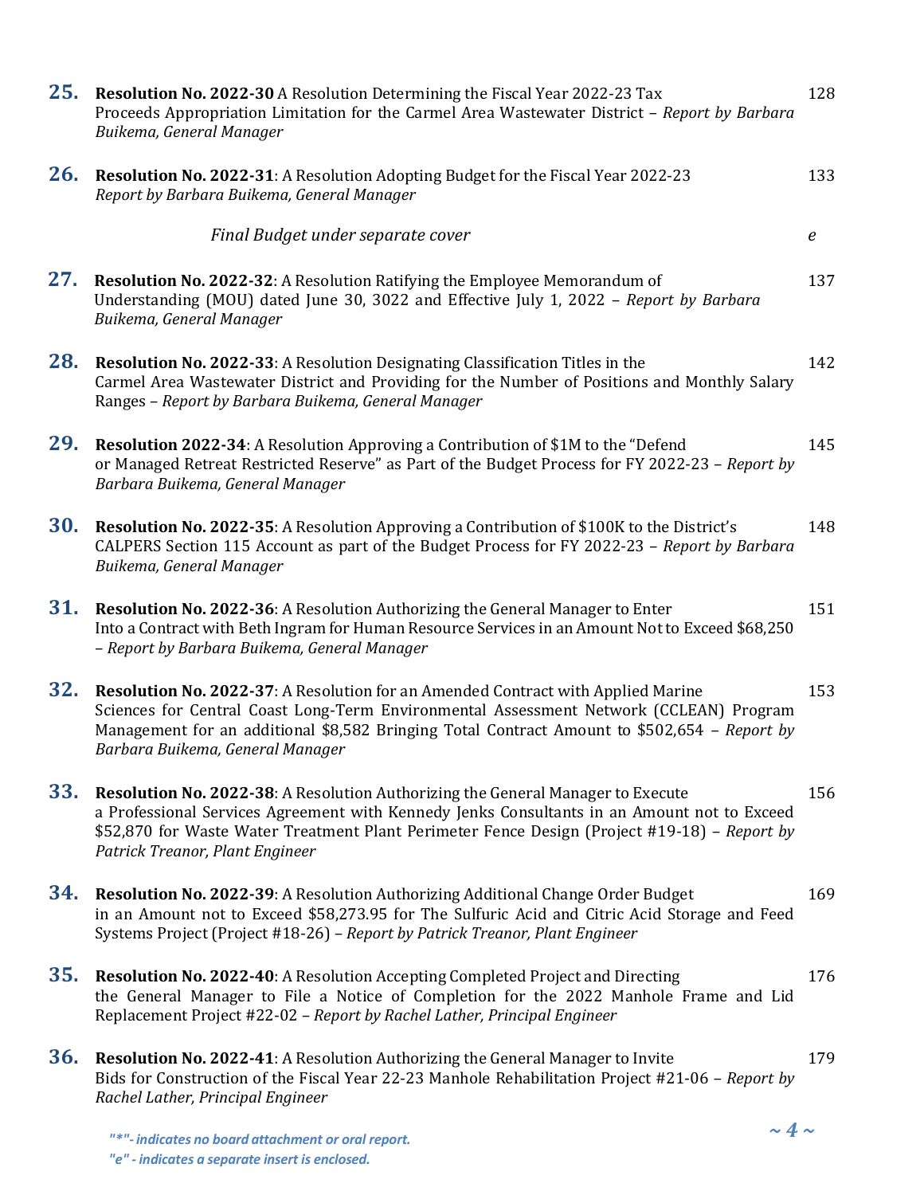**25.** **Resolution No. 2022-30** A Resolution Determining the Fiscal Year 2022-23 Tax Proceeds Appropriation Limitation for the Carmel Area Wastewater District – *Report by Barbara Buikema, General Manager* — 128

**26.** **Resolution No. 2022-31**: A Resolution Adopting Budget for the Fiscal Year 2022-23 *Report by Barbara Buikema, General Manager* — 133

*Final Budget under separate cover* — *e*

**27.** **Resolution No. 2022-32**: A Resolution Ratifying the Employee Memorandum of Understanding (MOU) dated June 30, 3022 and Effective July 1, 2022 – *Report by Barbara Buikema, General Manager* — 137

**28.** **Resolution No. 2022-33**: A Resolution Designating Classification Titles in the Carmel Area Wastewater District and Providing for the Number of Positions and Monthly Salary Ranges – *Report by Barbara Buikema, General Manager* — 142

**29.** **Resolution 2022-34**: A Resolution Approving a Contribution of $1M to the "Defend or Managed Retreat Restricted Reserve" as Part of the Budget Process for FY 2022-23 – *Report by Barbara Buikema, General Manager* — 145

**30.** **Resolution No. 2022-35**: A Resolution Approving a Contribution of $100K to the District's CALPERS Section 115 Account as part of the Budget Process for FY 2022-23 – *Report by Barbara Buikema, General Manager* — 148

**31.** **Resolution No. 2022-36**: A Resolution Authorizing the General Manager to Enter Into a Contract with Beth Ingram for Human Resource Services in an Amount Not to Exceed $68,250 – *Report by Barbara Buikema, General Manager* — 151

**32.** **Resolution No. 2022-37**: A Resolution for an Amended Contract with Applied Marine Sciences for Central Coast Long-Term Environmental Assessment Network (CCLEAN) Program Management for an additional $8,582 Bringing Total Contract Amount to $502,654 – *Report by Barbara Buikema, General Manager* — 153

**33.** **Resolution No. 2022-38**: A Resolution Authorizing the General Manager to Execute a Professional Services Agreement with Kennedy Jenks Consultants in an Amount not to Exceed $52,870 for Waste Water Treatment Plant Perimeter Fence Design (Project #19-18) – *Report by Patrick Treanor, Plant Engineer* — 156

**34.** **Resolution No. 2022-39**: A Resolution Authorizing Additional Change Order Budget in an Amount not to Exceed $58,273.95 for The Sulfuric Acid and Citric Acid Storage and Feed Systems Project (Project #18-26) – *Report by Patrick Treanor, Plant Engineer* — 169

**35.** **Resolution No. 2022-40**: A Resolution Accepting Completed Project and Directing the General Manager to File a Notice of Completion for the 2022 Manhole Frame and Lid Replacement Project #22-02 – *Report by Rachel Lather, Principal Engineer* — 176

**36.** **Resolution No. 2022-41**: A Resolution Authorizing the General Manager to Invite Bids for Construction of the Fiscal Year 22-23 Manhole Rehabilitation Project #21-06 – *Report by Rachel Lather, Principal Engineer* — 179

*"*"- indicates no board attachment or oral report.*
*"e" - indicates a separate insert is enclosed.*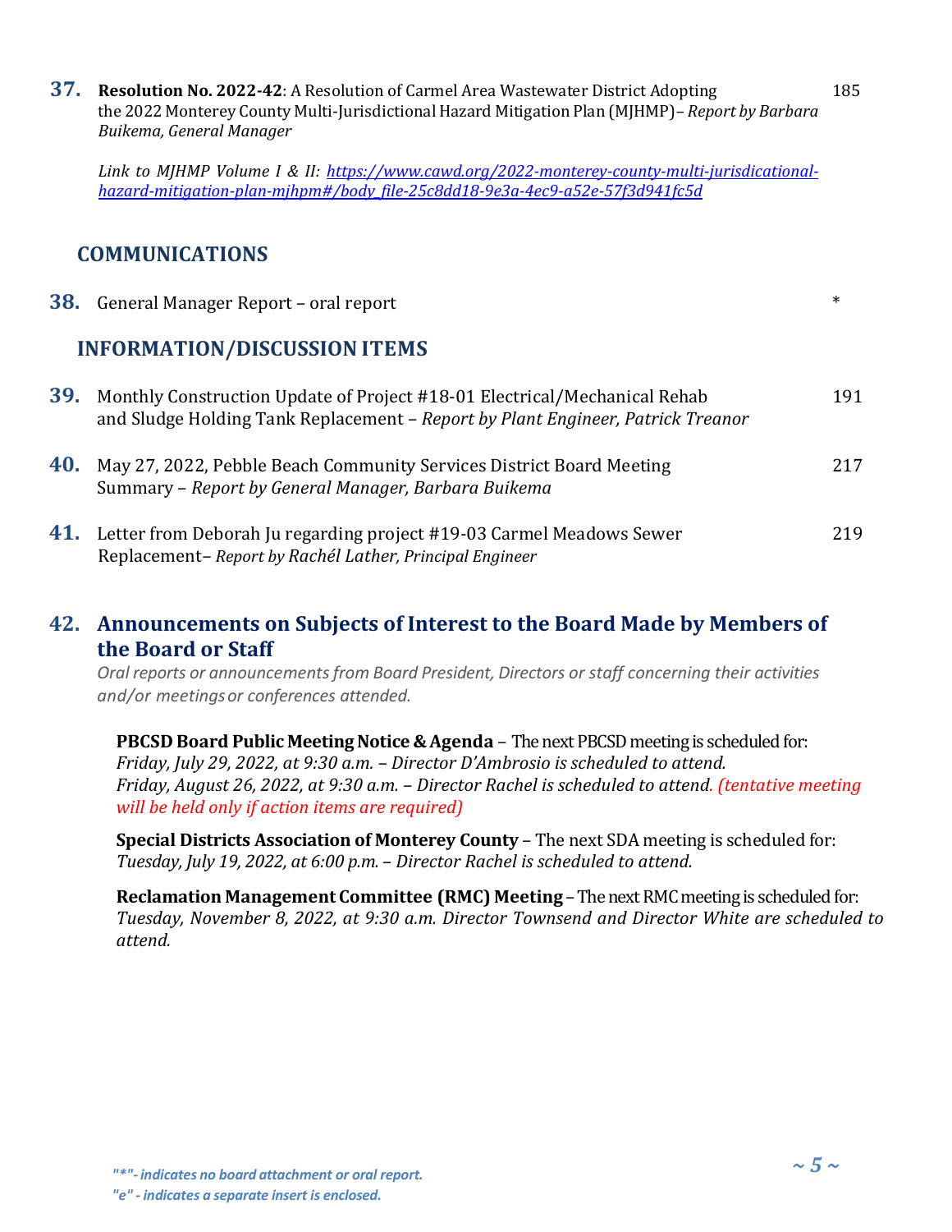**37.** **Resolution No. 2022-42**: A Resolution of Carmel Area Wastewater District Adopting the 2022 Monterey County Multi-Jurisdictional Hazard Mitigation Plan (MJHMP)– *Report by Barbara Buikema, General Manager* 185

*Link to MJHMP Volume I & II: [https://www.cawd.org/2022-monterey-county-multi-jurisdicational-hazard-mitigation-plan-mjhpm#/body_file-25c8dd18-9e3a-4ec9-a52e-57f3d941fc5d](https://www.cawd.org/2022-monterey-county-multi-jurisdicational-hazard-mitigation-plan-mjhpm#/body_file-25c8dd18-9e3a-4ec9-a52e-57f3d941fc5d)*

## COMMUNICATIONS

**38.** General Manager Report – oral report *

## INFORMATION/DISCUSSION ITEMS

**39.** Monthly Construction Update of Project #18-01 Electrical/Mechanical Rehab and Sludge Holding Tank Replacement – *Report by Plant Engineer, Patrick Treanor* 191

**40.** May 27, 2022, Pebble Beach Community Services District Board Meeting Summary – *Report by General Manager, Barbara Buikema* 217

**41.** Letter from Deborah Ju regarding project #19-03 Carmel Meadows Sewer Replacement– *Report by Rachél Lather, Principal Engineer* 219

## 42. Announcements on Subjects of Interest to the Board Made by Members of the Board or Staff

*Oral reports or announcements from Board President, Directors or staff concerning their activities and/or meetings or conferences attended.*

**PBCSD Board Public Meeting Notice & Agenda** – The next PBCSD meeting is scheduled for:
*Friday, July 29, 2022, at 9:30 a.m. – Director D'Ambrosio is scheduled to attend.*
*Friday, August 26, 2022, at 9:30 a.m. – Director Rachel is scheduled to attend. (tentative meeting will be held only if action items are required)*

**Special Districts Association of Monterey County** – The next SDA meeting is scheduled for:
*Tuesday, July 19, 2022, at 6:00 p.m. – Director Rachel is scheduled to attend.*

**Reclamation Management Committee (RMC) Meeting** – The next RMC meeting is scheduled for:
*Tuesday, November 8, 2022, at 9:30 a.m. Director Townsend and Director White are scheduled to attend.*

*"*"- indicates no board attachment or oral report.*
*"e" - indicates a separate insert is enclosed.*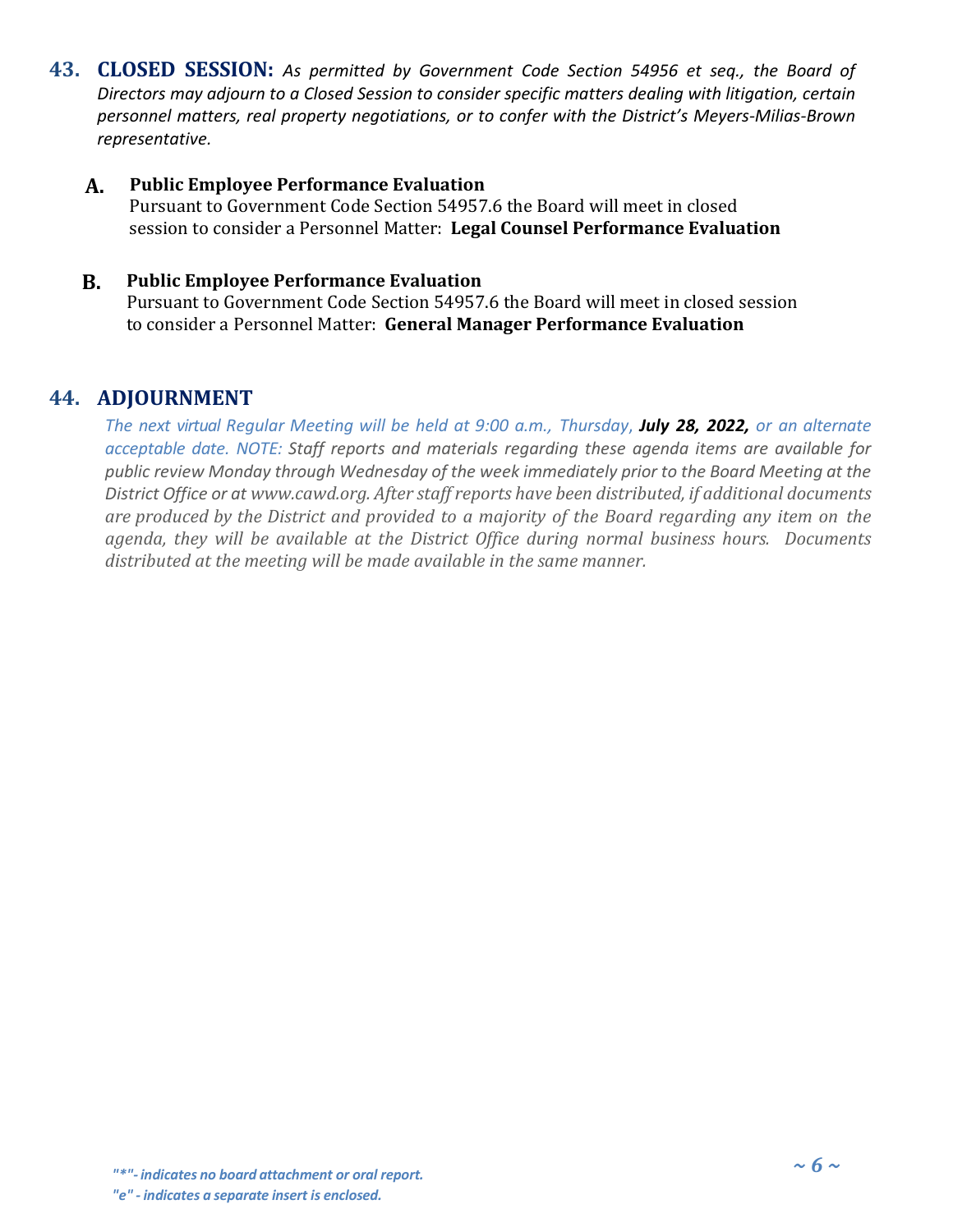## 43. CLOSED SESSION: *As permitted by Government Code Section 54956 et seq., the Board of Directors may adjourn to a Closed Session to consider specific matters dealing with litigation, certain personnel matters, real property negotiations, or to confer with the District's Meyers-Milias-Brown representative.*

**A. Public Employee Performance Evaluation**
Pursuant to Government Code Section 54957.6 the Board will meet in closed session to consider a Personnel Matter: **Legal Counsel Performance Evaluation**

**B. Public Employee Performance Evaluation**
Pursuant to Government Code Section 54957.6 the Board will meet in closed session to consider a Personnel Matter: **General Manager Performance Evaluation**

## 44. ADJOURNMENT

*The next virtual Regular Meeting will be held at 9:00 a.m., Thursday, **July 28, 2022,** or an alternate acceptable date. NOTE: Staff reports and materials regarding these agenda items are available for public review Monday through Wednesday of the week immediately prior to the Board Meeting at the District Office or at www.cawd.org. After staff reports have been distributed, if additional documents are produced by the District and provided to a majority of the Board regarding any item on the agenda, they will be available at the District Office during normal business hours. Documents distributed at the meeting will be made available in the same manner.*

***"*"- indicates no board attachment or oral report.***
***"e" - indicates a separate insert is enclosed.***